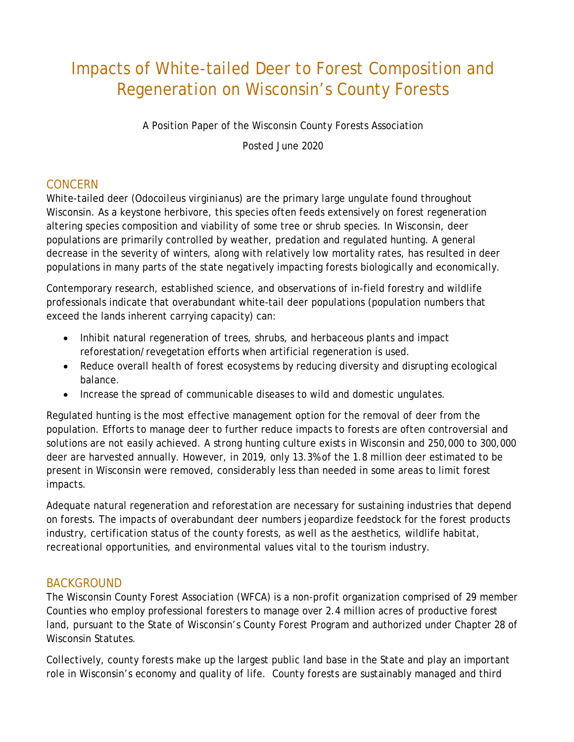# Impacts of White-tailed Deer to Forest Composition and Regeneration on Wisconsin's County Forests

A Position Paper of the Wisconsin County Forests Association

Posted June 2020

## CONCERN

White-tailed deer (Odocoileus virginianus) are the primary large ungulate found throughout Wisconsin. As a keystone herbivore, this species often feeds extensively on forest regeneration altering species composition and viability of some tree or shrub species. In Wisconsin, deer populations are primarily controlled by weather, predation and regulated hunting. A general decrease in the severity of winters, along with relatively low mortality rates, has resulted in deer populations in many parts of the state negatively impacting forests biologically and economically.

Contemporary research, established science, and observations of in-field forestry and wildlife professionals indicate that overabundant white-tail deer populations (population numbers that exceed the lands inherent carrying capacity) can:

- Inhibit natural regeneration of trees, shrubs, and herbaceous plants and impact reforestation/revegetation efforts when artificial regeneration is used.
- Reduce overall health of forest ecosystems by reducing diversity and disrupting ecological balance.
- Increase the spread of communicable diseases to wild and domestic ungulates.

Regulated hunting is the most effective management option for the removal of deer from the population. Efforts to manage deer to further reduce impacts to forests are often controversial and solutions are not easily achieved. A strong hunting culture exists in Wisconsin and 250,000 to 300,000 deer are harvested annually. However, in 2019, only 13.3% of the 1.8 million deer estimated to be present in Wisconsin were removed, considerably less than needed in some areas to limit forest impacts.

Adequate natural regeneration and reforestation are necessary for sustaining industries that depend on forests. The impacts of overabundant deer numbers jeopardize feedstock for the forest products industry, certification status of the county forests, as well as the aesthetics, wildlife habitat, recreational opportunities, and environmental values vital to the tourism industry.

## BACKGROUND

The Wisconsin County Forest Association (WFCA) is a non-profit organization comprised of 29 member Counties who employ professional foresters to manage over 2.4 million acres of productive forest land, pursuant to the State of Wisconsin's County Forest Program and authorized under Chapter 28 of Wisconsin Statutes.

Collectively, county forests make up the largest public land base in the State and play an important role in Wisconsin's economy and quality of life. County forests are sustainably managed and third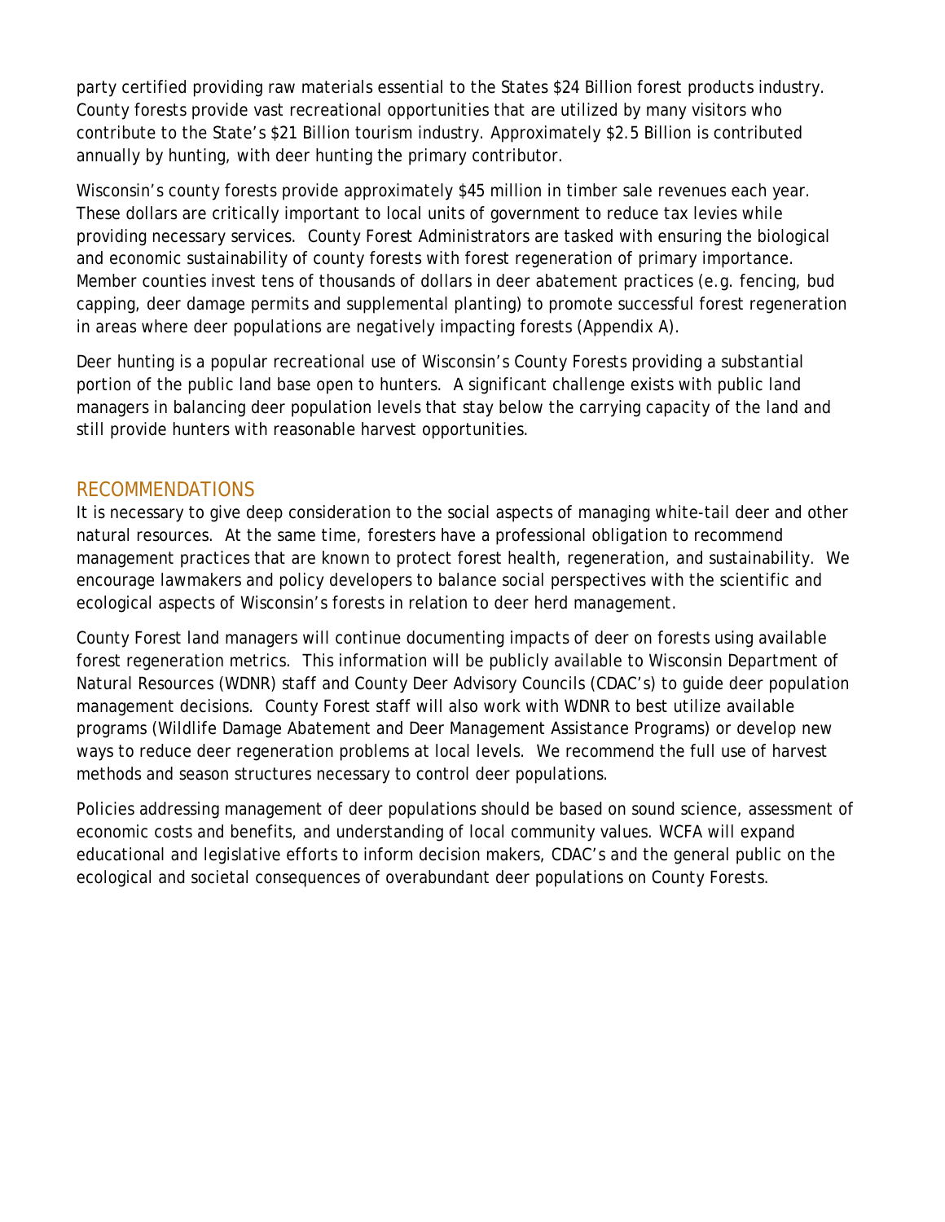party certified providing raw materials essential to the States $24 Billion forest products industry. County forests provide vast recreational opportunities that are utilized by many visitors who contribute to the State's $21 Billion tourism industry. Approximately $2.5 Billion is contributed annually by hunting, with deer hunting the primary contributor.

Wisconsin's county forests provide approximately $45 million in timber sale revenues each year. These dollars are critically important to local units of government to reduce tax levies while providing necessary services. County Forest Administrators are tasked with ensuring the biological and economic sustainability of county forests with forest regeneration of primary importance. Member counties invest tens of thousands of dollars in deer abatement practices (e.g. fencing, bud capping, deer damage permits and supplemental planting) to promote successful forest regeneration in areas where deer populations are negatively impacting forests (Appendix A).

Deer hunting is a popular recreational use of Wisconsin's County Forests providing a substantial portion of the public land base open to hunters. A significant challenge exists with public land managers in balancing deer population levels that stay below the carrying capacity of the land and still provide hunters with reasonable harvest opportunities.

## RECOMMENDATIONS

It is necessary to give deep consideration to the social aspects of managing white-tail deer and other natural resources. At the same time, foresters have a professional obligation to recommend management practices that are known to protect forest health, regeneration, and sustainability. We encourage lawmakers and policy developers to balance social perspectives with the scientific and ecological aspects of Wisconsin's forests in relation to deer herd management.

County Forest land managers will continue documenting impacts of deer on forests using available forest regeneration metrics. This information will be publicly available to Wisconsin Department of Natural Resources (WDNR) staff and County Deer Advisory Councils (CDAC's) to guide deer population management decisions. County Forest staff will also work with WDNR to best utilize available programs (Wildlife Damage Abatement and Deer Management Assistance Programs) or develop new ways to reduce deer regeneration problems at local levels. We recommend the full use of harvest methods and season structures necessary to control deer populations.

Policies addressing management of deer populations should be based on sound science, assessment of economic costs and benefits, and understanding of local community values. WCFA will expand educational and legislative efforts to inform decision makers, CDAC's and the general public on the ecological and societal consequences of overabundant deer populations on County Forests.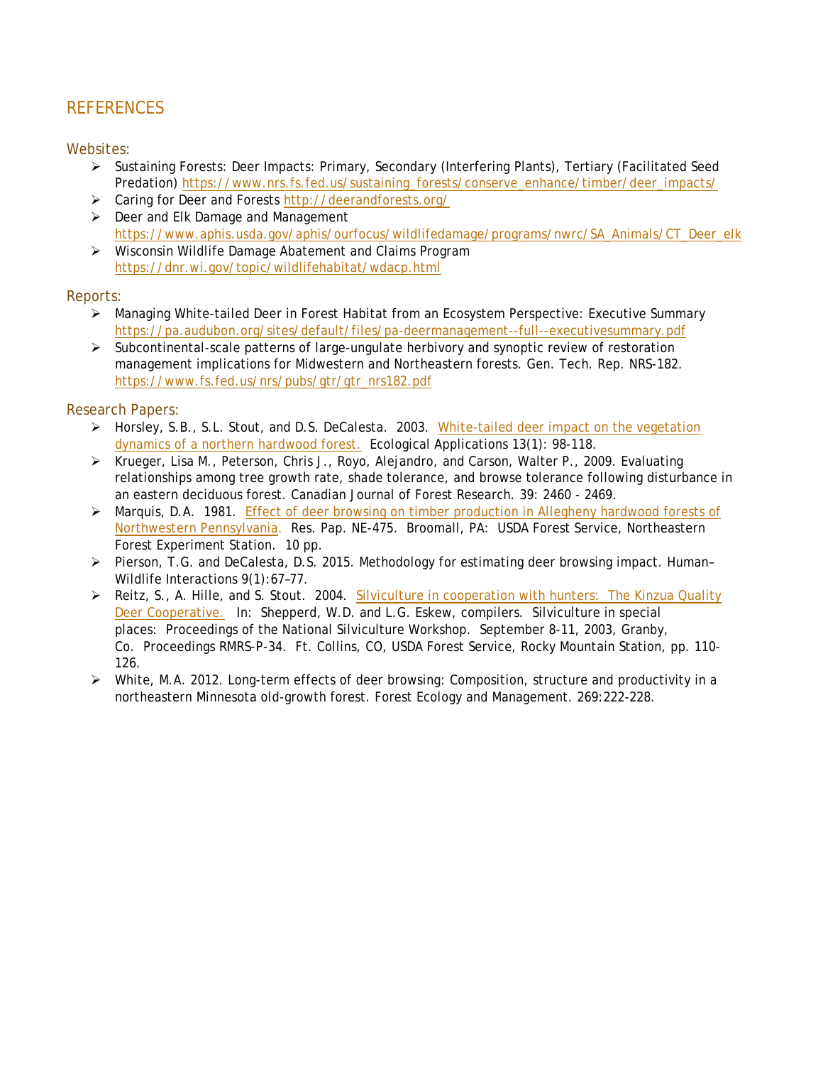# REFERENCES

## Websites:

- Sustaining Forests: Deer Impacts: Primary, Secondary (Interfering Plants), Tertiary (Facilitated Seed Predation) https://www.nrs.fs.fed.us/sustaining_forests/conserve_enhance/timber/deer_impacts/
- Caring for Deer and Forests http://deerandforests.org/
- Deer and Elk Damage and Management https://www.aphis.usda.gov/aphis/ourfocus/wildlifedamage/programs/nwrc/SA_Animals/CT_Deer_elk
- Wisconsin Wildlife Damage Abatement and Claims Program https://dnr.wi.gov/topic/wildlifehabitat/wdacp.html

## Reports:

- Managing White-tailed Deer in Forest Habitat from an Ecosystem Perspective: Executive Summary https://pa.audubon.org/sites/default/files/pa-deermanagement--full--executivesummary.pdf
- Subcontinental-scale patterns of large-ungulate herbivory and synoptic review of restoration management implications for Midwestern and Northeastern forests. Gen. Tech. Rep. NRS-182. https://www.fs.fed.us/nrs/pubs/gtr/gtr_nrs182.pdf

## Research Papers:

- Horsley, S.B., S.L. Stout, and D.S. DeCalesta. 2003. White-tailed deer impact on the vegetation dynamics of a northern hardwood forest. Ecological Applications 13(1): 98-118.
- Krueger, Lisa M., Peterson, Chris J., Royo, Alejandro, and Carson, Walter P., 2009. Evaluating relationships among tree growth rate, shade tolerance, and browse tolerance following disturbance in an eastern deciduous forest. Canadian Journal of Forest Research. 39: 2460 - 2469.
- Marquis, D.A. 1981. Effect of deer browsing on timber production in Allegheny hardwood forests of Northwestern Pennsylvania. Res. Pap. NE-475. Broomall, PA: USDA Forest Service, Northeastern Forest Experiment Station. 10 pp.
- Pierson, T.G. and DeCalesta, D.S. 2015. Methodology for estimating deer browsing impact. Human–Wildlife Interactions 9(1):67–77.
- Reitz, S., A. Hille, and S. Stout. 2004. Silviculture in cooperation with hunters: The Kinzua Quality Deer Cooperative. In: Shepperd, W.D. and L.G. Eskew, compilers. Silviculture in special places: Proceedings of the National Silviculture Workshop. September 8-11, 2003, Granby, Co. Proceedings RMRS-P-34. Ft. Collins, CO, USDA Forest Service, Rocky Mountain Station, pp. 110-126.
- White, M.A. 2012. Long-term effects of deer browsing: Composition, structure and productivity in a northeastern Minnesota old-growth forest. Forest Ecology and Management. 269:222-228.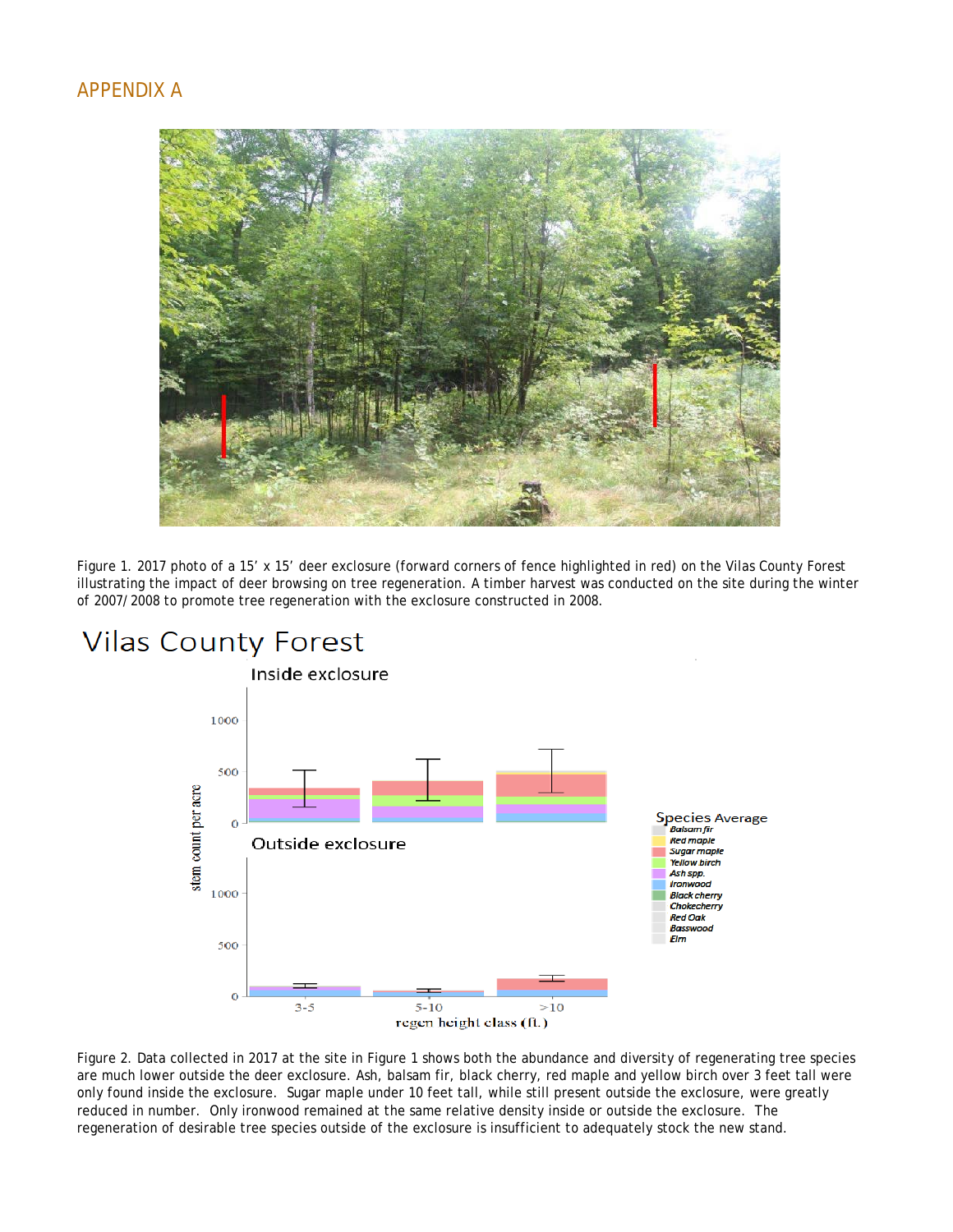## APPENDIX A

Figure 1. 2017 photo of a 15' x 15' deer exclosure (forward corners of fence highlighted in red) on the Vilas County Forest illustrating the impact of deer browsing on tree regeneration. A timber harvest was conducted on the site during the winter of 2007/2008 to promote tree regeneration with the exclosure constructed in 2008.

Figure 2. Data collected in 2017 at the site in Figure 1 shows both the abundance and diversity of regenerating tree species are much lower outside the deer exclosure. Ash, balsam fir, black cherry, red maple and yellow birch over 3 feet tall were only found inside the exclosure. Sugar maple under 10 feet tall, while still present outside the exclosure, were greatly reduced in number. Only ironwood remained at the same relative density inside or outside the exclosure. The regeneration of desirable tree species outside of the exclosure is insufficient to adequately stock the new stand.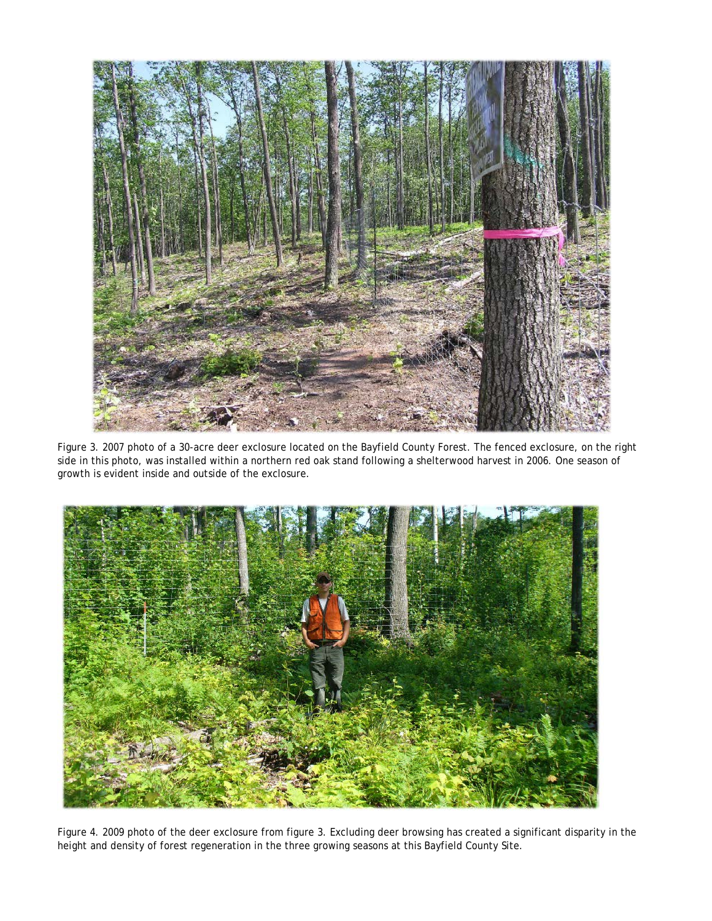Figure 3. 2007 photo of a 30-acre deer exclosure located on the Bayfield County Forest. The fenced exclosure, on the right side in this photo, was installed within a northern red oak stand following a shelterwood harvest in 2006. One season of growth is evident inside and outside of the exclosure.

Figure 4. 2009 photo of the deer exclosure from figure 3. Excluding deer browsing has created a significant disparity in the height and density of forest regeneration in the three growing seasons at this Bayfield County Site.